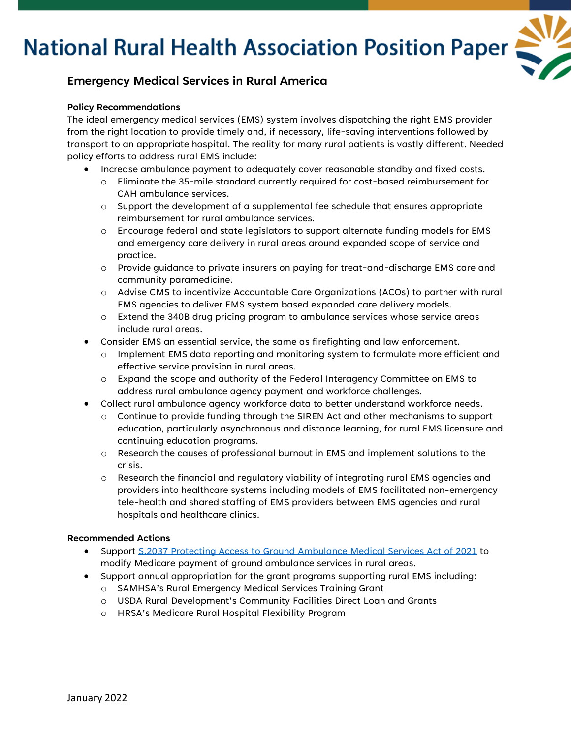# National Rural Health Association Position Paper

## Emergency Medical Services in Rural America

**Policy Recommendations**

The ideal emergency medical services (EMS) system involves dispatching the right EMS provider from the right location to provide timely and, if necessary, life-saving interventions followed by transport to an appropriate hospital. The reality for many rural patients is vastly different. Needed policy efforts to address rural EMS include:

- Increase ambulance payment to adequately cover reasonable standby and fixed costs.
  - Eliminate the 35-mile standard currently required for cost-based reimbursement for CAH ambulance services.
  - Support the development of a supplemental fee schedule that ensures appropriate reimbursement for rural ambulance services.
  - Encourage federal and state legislators to support alternate funding models for EMS and emergency care delivery in rural areas around expanded scope of service and practice.
  - Provide guidance to private insurers on paying for treat-and-discharge EMS care and community paramedicine.
  - Advise CMS to incentivize Accountable Care Organizations (ACOs) to partner with rural EMS agencies to deliver EMS system based expanded care delivery models.
  - Extend the 340B drug pricing program to ambulance services whose service areas include rural areas.
- Consider EMS an essential service, the same as firefighting and law enforcement.
  - Implement EMS data reporting and monitoring system to formulate more efficient and effective service provision in rural areas.
  - Expand the scope and authority of the Federal Interagency Committee on EMS to address rural ambulance agency payment and workforce challenges.
- Collect rural ambulance agency workforce data to better understand workforce needs.
  - Continue to provide funding through the SIREN Act and other mechanisms to support education, particularly asynchronous and distance learning, for rural EMS licensure and continuing education programs.
  - Research the causes of professional burnout in EMS and implement solutions to the crisis.
  - Research the financial and regulatory viability of integrating rural EMS agencies and providers into healthcare systems including models of EMS facilitated non-emergency tele-health and shared staffing of EMS providers between EMS agencies and rural hospitals and healthcare clinics.

**Recommended Actions**

- Support S.2037 Protecting Access to Ground Ambulance Medical Services Act of 2021 to modify Medicare payment of ground ambulance services in rural areas.
- Support annual appropriation for the grant programs supporting rural EMS including:
  - SAMHSA's Rural Emergency Medical Services Training Grant
  - USDA Rural Development's Community Facilities Direct Loan and Grants
  - HRSA's Medicare Rural Hospital Flexibility Program

January 2022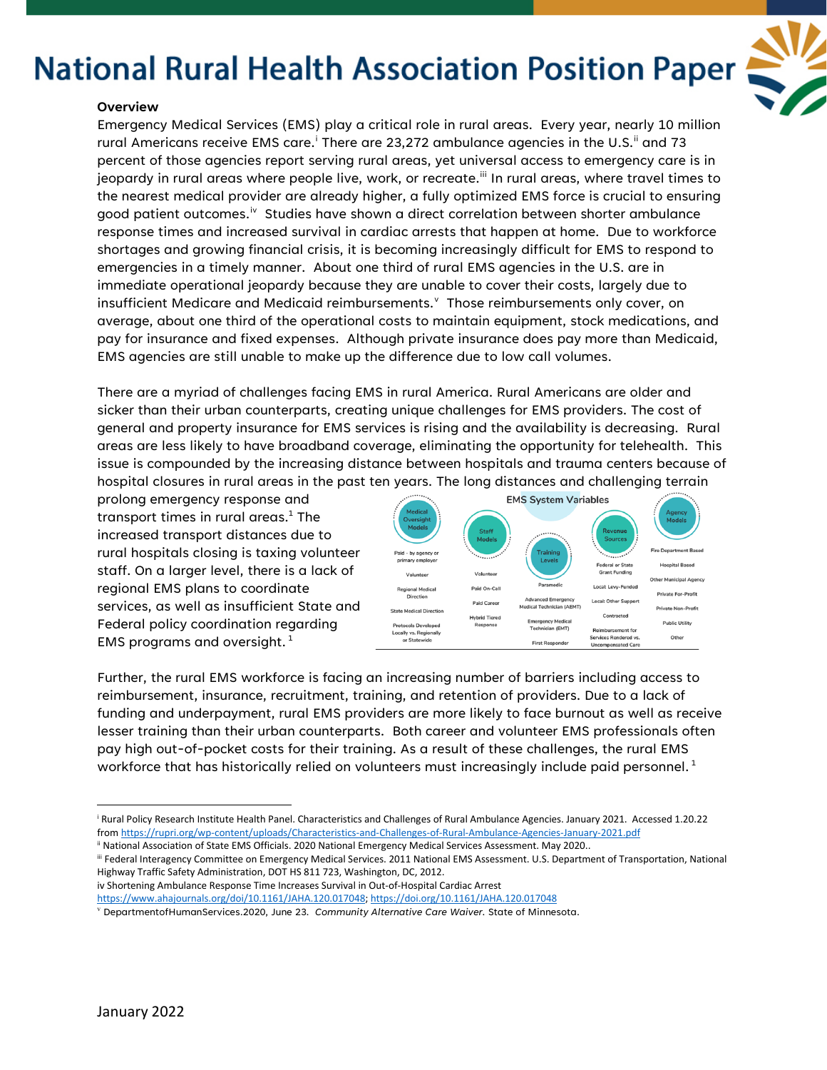# National Rural Health Association Position Paper

**Overview**

Emergency Medical Services (EMS) play a critical role in rural areas. Every year, nearly 10 million rural Americans receive EMS care.[i] There are 23,272 ambulance agencies in the U.S.[ii] and 73 percent of those agencies report serving rural areas, yet universal access to emergency care is in jeopardy in rural areas where people live, work, or recreate.[iii] In rural areas, where travel times to the nearest medical provider are already higher, a fully optimized EMS force is crucial to ensuring good patient outcomes.[iv] Studies have shown a direct correlation between shorter ambulance response times and increased survival in cardiac arrests that happen at home. Due to workforce shortages and growing financial crisis, it is becoming increasingly difficult for EMS to respond to emergencies in a timely manner. About one third of rural EMS agencies in the U.S. are in immediate operational jeopardy because they are unable to cover their costs, largely due to insufficient Medicare and Medicaid reimbursements.[v] Those reimbursements only cover, on average, about one third of the operational costs to maintain equipment, stock medications, and pay for insurance and fixed expenses. Although private insurance does pay more than Medicaid, EMS agencies are still unable to make up the difference due to low call volumes.

There are a myriad of challenges facing EMS in rural America. Rural Americans are older and sicker than their urban counterparts, creating unique challenges for EMS providers. The cost of general and property insurance for EMS services is rising and the availability is decreasing. Rural areas are less likely to have broadband coverage, eliminating the opportunity for telehealth. This issue is compounded by the increasing distance between hospitals and trauma centers because of hospital closures in rural areas in the past ten years. The long distances and challenging terrain prolong emergency response and transport times in rural areas.[1] The increased transport distances due to rural hospitals closing is taxing volunteer staff. On a larger level, there is a lack of regional EMS plans to coordinate services, as well as insufficient State and Federal policy coordination regarding EMS programs and oversight.[1]

EMS System Variables

Medical Oversight Models
Paid - by agency or primary employer
Volunteer
Regional Medical Direction
State Medical Direction
Protocols Developed Locally vs. Regionally or Statewide

Staff Models
Volunteer
Paid On-Call
Paid Career
Hybrid Tiered Response

Training Levels
Paramedic
Advanced Emergency Medical Technician (AEMT)
Emergency Medical Technician (EMT)
First Responder

Revenue Sources
Federal or State Grant Funding
Local: Levy-Funded
Local: Other Support
Contracted
Reimbursement for Services Rendered vs. Uncompensated Care

Agency Models
Fire Department Based
Hospital Based
Other Municipal Agency
Private For-Profit
Private Non-Profit
Public Utility
Other

Further, the rural EMS workforce is facing an increasing number of barriers including access to reimbursement, insurance, recruitment, training, and retention of providers. Due to a lack of funding and underpayment, rural EMS providers are more likely to face burnout as well as receive lesser training than their urban counterparts. Both career and volunteer EMS professionals often pay high out-of-pocket costs for their training. As a result of these challenges, the rural EMS workforce that has historically relied on volunteers must increasingly include paid personnel.[1]

---

[i] Rural Policy Research Institute Health Panel. Characteristics and Challenges of Rural Ambulance Agencies. January 2021. Accessed 1.20.22 from https://rupri.org/wp-content/uploads/Characteristics-and-Challenges-of-Rural-Ambulance-Agencies-January-2021.pdf

[ii] National Association of State EMS Officials. 2020 National Emergency Medical Services Assessment. May 2020..

[iii] Federal Interagency Committee on Emergency Medical Services. 2011 National EMS Assessment. U.S. Department of Transportation, National Highway Traffic Safety Administration, DOT HS 811 723, Washington, DC, 2012.

iv Shortening Ambulance Response Time Increases Survival in Out-of-Hospital Cardiac Arrest https://www.ahajournals.org/doi/10.1161/JAHA.120.017048; https://doi.org/10.1161/JAHA.120.017048

[v] DepartmentofHumanServices.2020, June 23. *Community Alternative Care Waiver.* State of Minnesota.

January 2022